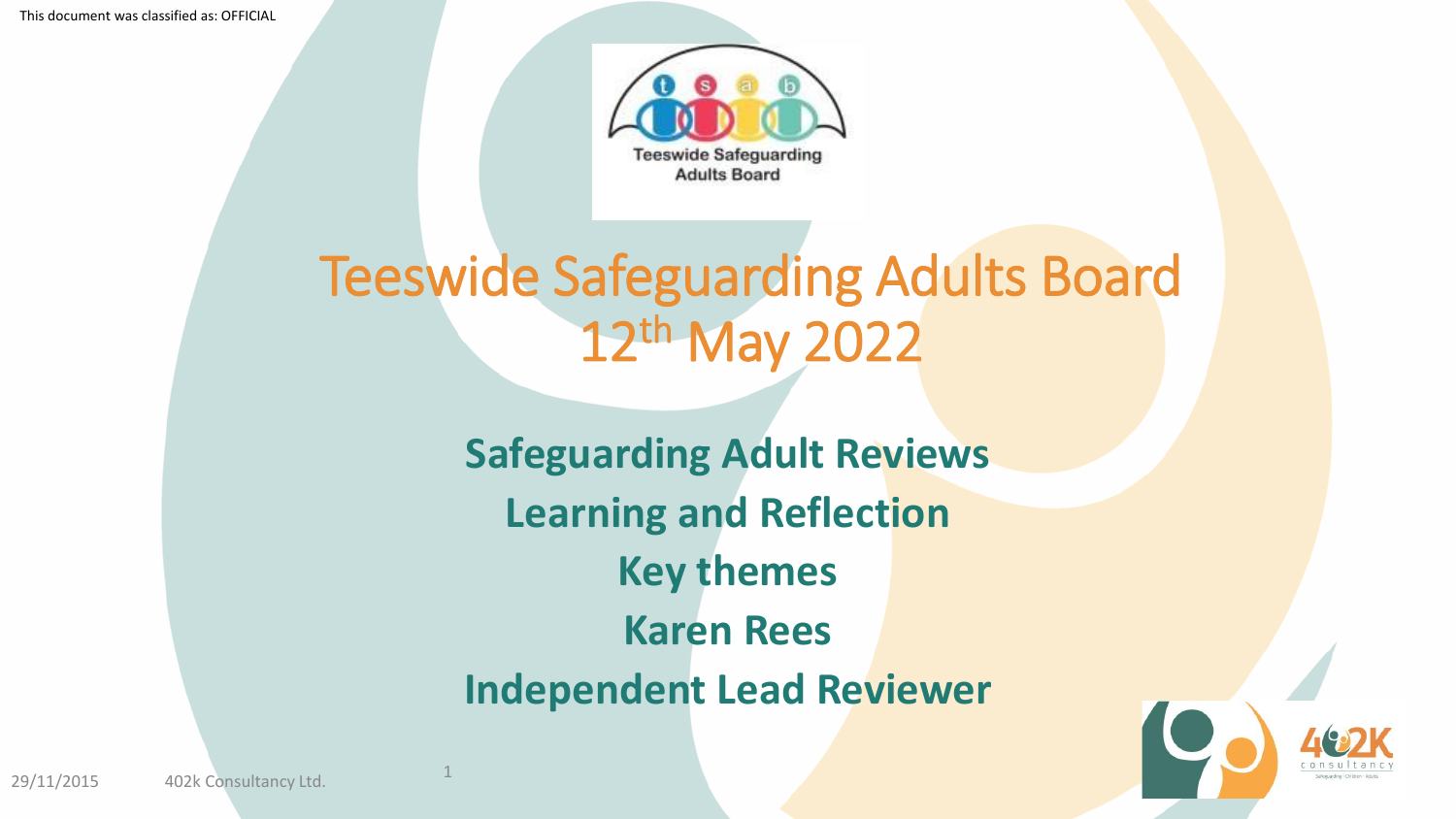This document was classified as: OFFICIAL

# Teeswide Safeguarding Adults Board
# 12th May 2022

**Safeguarding Adult Reviews**

**Learning and Reflection**

**Key themes**

**Karen Rees**

**Independent Lead Reviewer**

29/11/2015 402k Consultancy Ltd.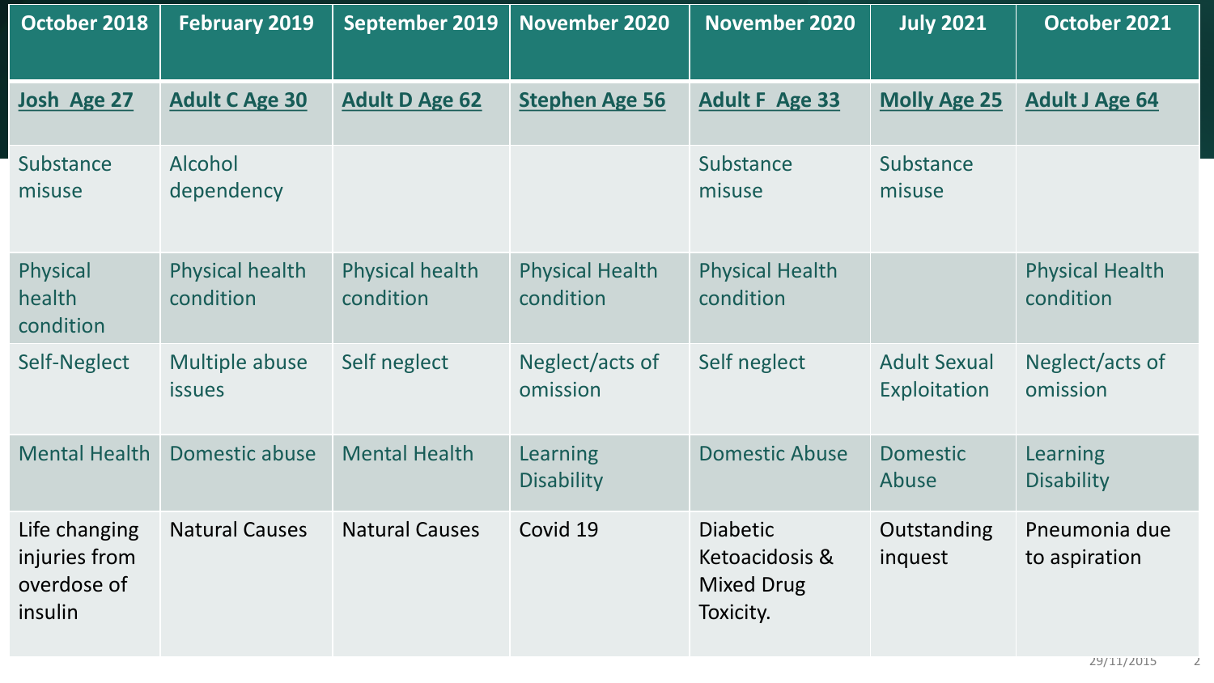| October 2018 | February 2019 | September 2019 | November 2020 | November 2020 | July 2021 | October 2021 |
|---|---|---|---|---|---|---|
| **Josh Age 27** | **Adult C Age 30** | **Adult D Age 62** | **Stephen Age 56** | **Adult F Age 33** | **Molly Age 25** | **Adult J Age 64** |
| Substance misuse | Alcohol dependency | | | Substance misuse | Substance misuse | |
| Physical health condition | Physical health condition | Physical health condition | Physical Health condition | Physical Health condition | | Physical Health condition |
| Self-Neglect | Multiple abuse issues | Self neglect | Neglect/acts of omission | Self neglect | Adult Sexual Exploitation | Neglect/acts of omission |
| Mental Health | Domestic abuse | Mental Health | Learning Disability | Domestic Abuse | Domestic Abuse | Learning Disability |
| Life changing injuries from overdose of insulin | Natural Causes | Natural Causes | Covid 19 | Diabetic Ketoacidosis & Mixed Drug Toxicity. | Outstanding inquest | Pneumonia due to aspiration |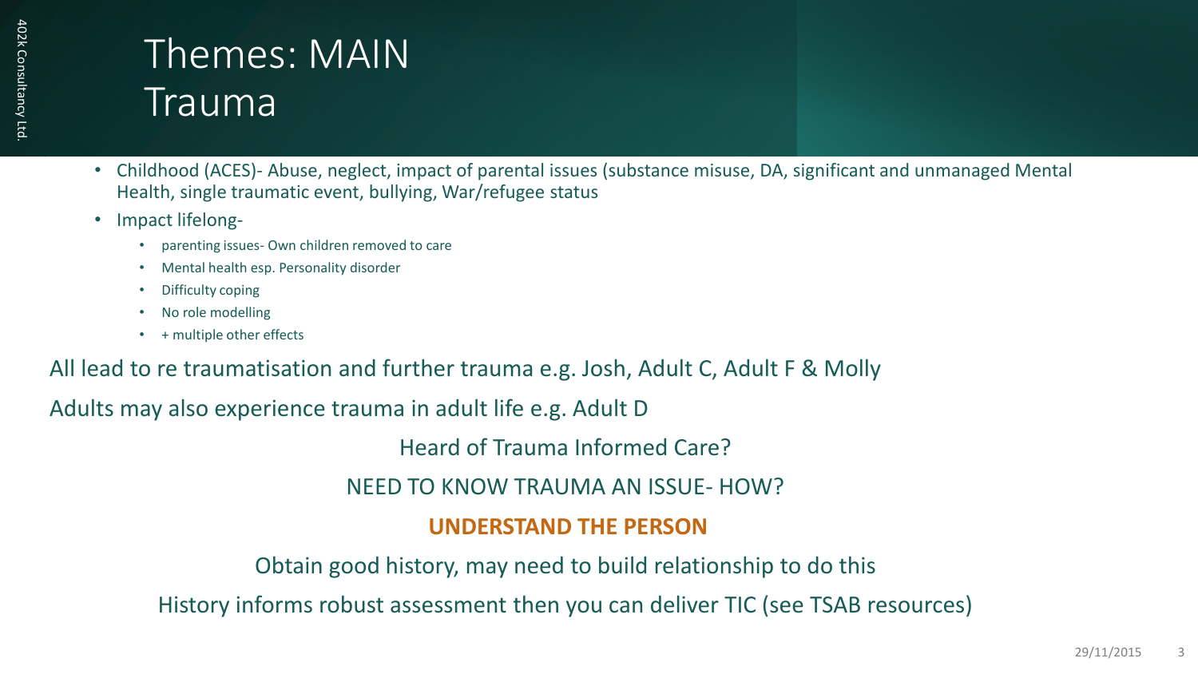# Themes: MAIN
# Trauma

- Childhood (ACES)- Abuse, neglect, impact of parental issues (substance misuse, DA, significant and unmanaged Mental Health, single traumatic event, bullying, War/refugee status
- Impact lifelong-
  - parenting issues- Own children removed to care
  - Mental health esp. Personality disorder
  - Difficulty coping
  - No role modelling
  - + multiple other effects

All lead to re traumatisation and further trauma e.g. Josh, Adult C, Adult F & Molly

Adults may also experience trauma in adult life e.g. Adult D

Heard of Trauma Informed Care?

NEED TO KNOW TRAUMA AN ISSUE- HOW?

**UNDERSTAND THE PERSON**

Obtain good history, may need to build relationship to do this

History informs robust assessment then you can deliver TIC (see TSAB resources)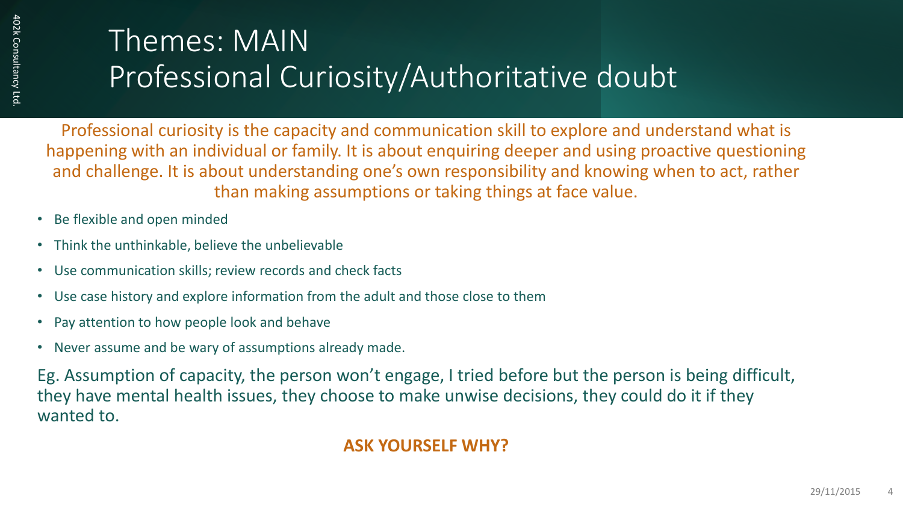# Themes: MAIN
## Professional Curiosity/Authoritative doubt

Professional curiosity is the capacity and communication skill to explore and understand what is happening with an individual or family. It is about enquiring deeper and using proactive questioning and challenge. It is about understanding one's own responsibility and knowing when to act, rather than making assumptions or taking things at face value.

- Be flexible and open minded
- Think the unthinkable, believe the unbelievable
- Use communication skills; review records and check facts
- Use case history and explore information from the adult and those close to them
- Pay attention to how people look and behave
- Never assume and be wary of assumptions already made.

Eg. Assumption of capacity, the person won't engage, I tried before but the person is being difficult, they have mental health issues, they choose to make unwise decisions, they could do it if they wanted to.

**ASK YOURSELF WHY?**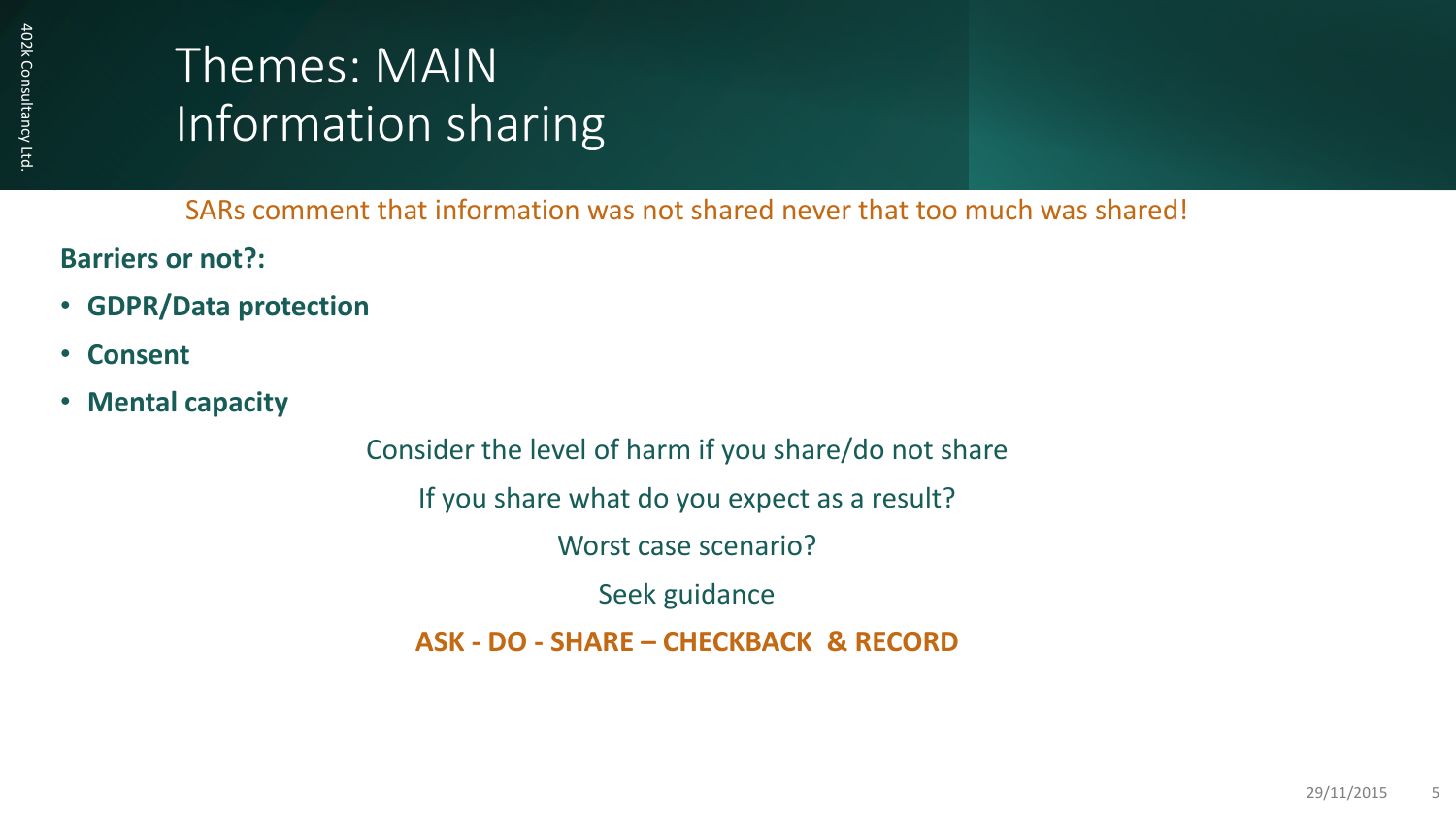# Themes: MAIN
# Information sharing

SARs comment that information was not shared never that too much was shared!

**Barriers or not?:**

- **GDPR/Data protection**
- **Consent**
- **Mental capacity**

Consider the level of harm if you share/do not share

If you share what do you expect as a result?

Worst case scenario?

Seek guidance

**ASK - DO - SHARE – CHECKBACK & RECORD**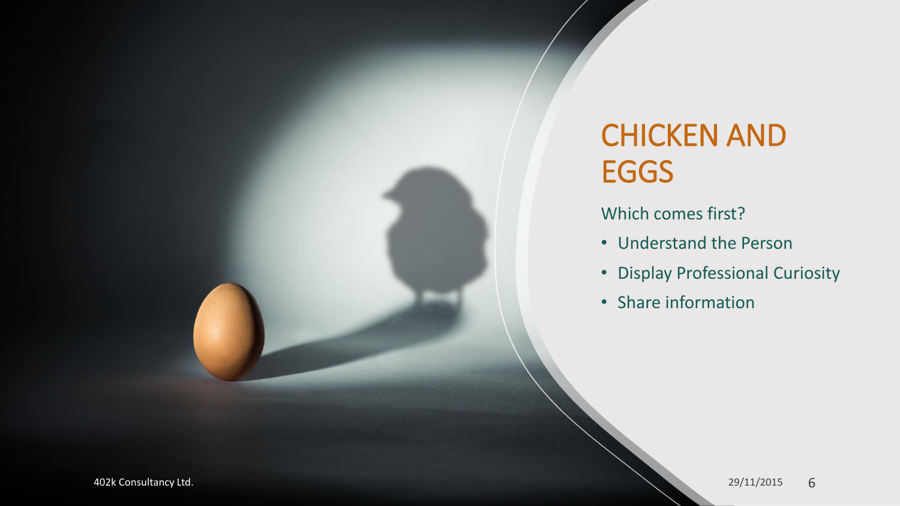# CHICKEN AND EGGS

Which comes first?

- Understand the Person
- Display Professional Curiosity
- Share information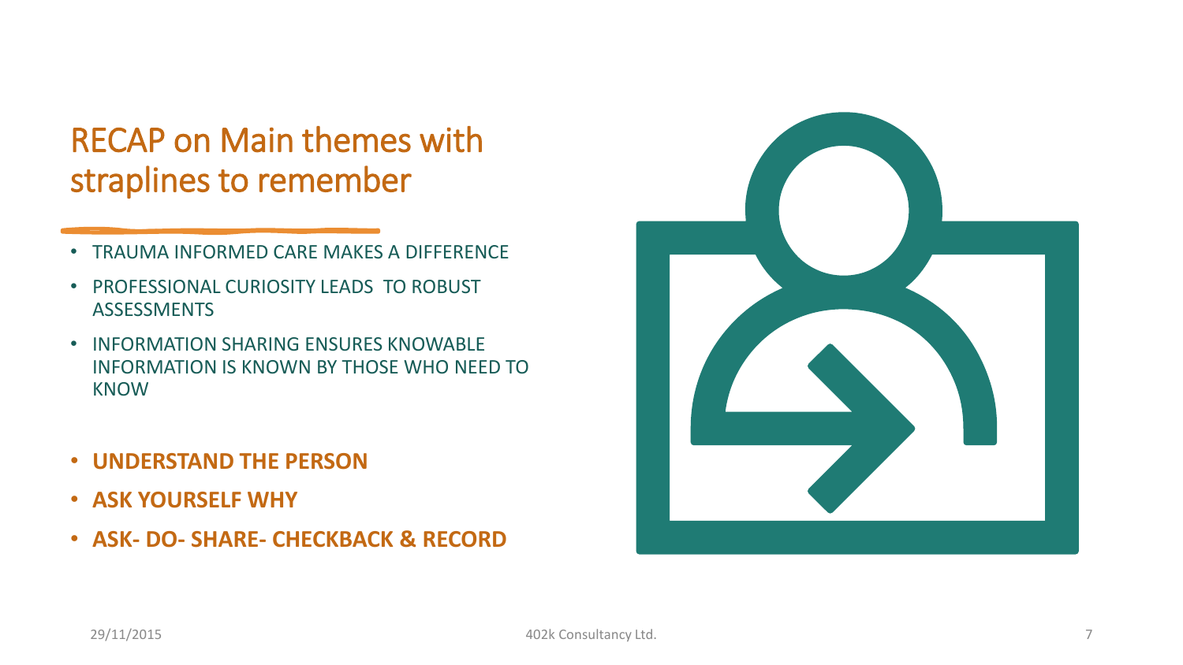# RECAP on Main themes with straplines to remember

- TRAUMA INFORMED CARE MAKES A DIFFERENCE
- PROFESSIONAL CURIOSITY LEADS TO ROBUST ASSESSMENTS
- INFORMATION SHARING ENSURES KNOWABLE INFORMATION IS KNOWN BY THOSE WHO NEED TO KNOW

- **UNDERSTAND THE PERSON**
- **ASK YOURSELF WHY**
- **ASK- DO- SHARE- CHECKBACK & RECORD**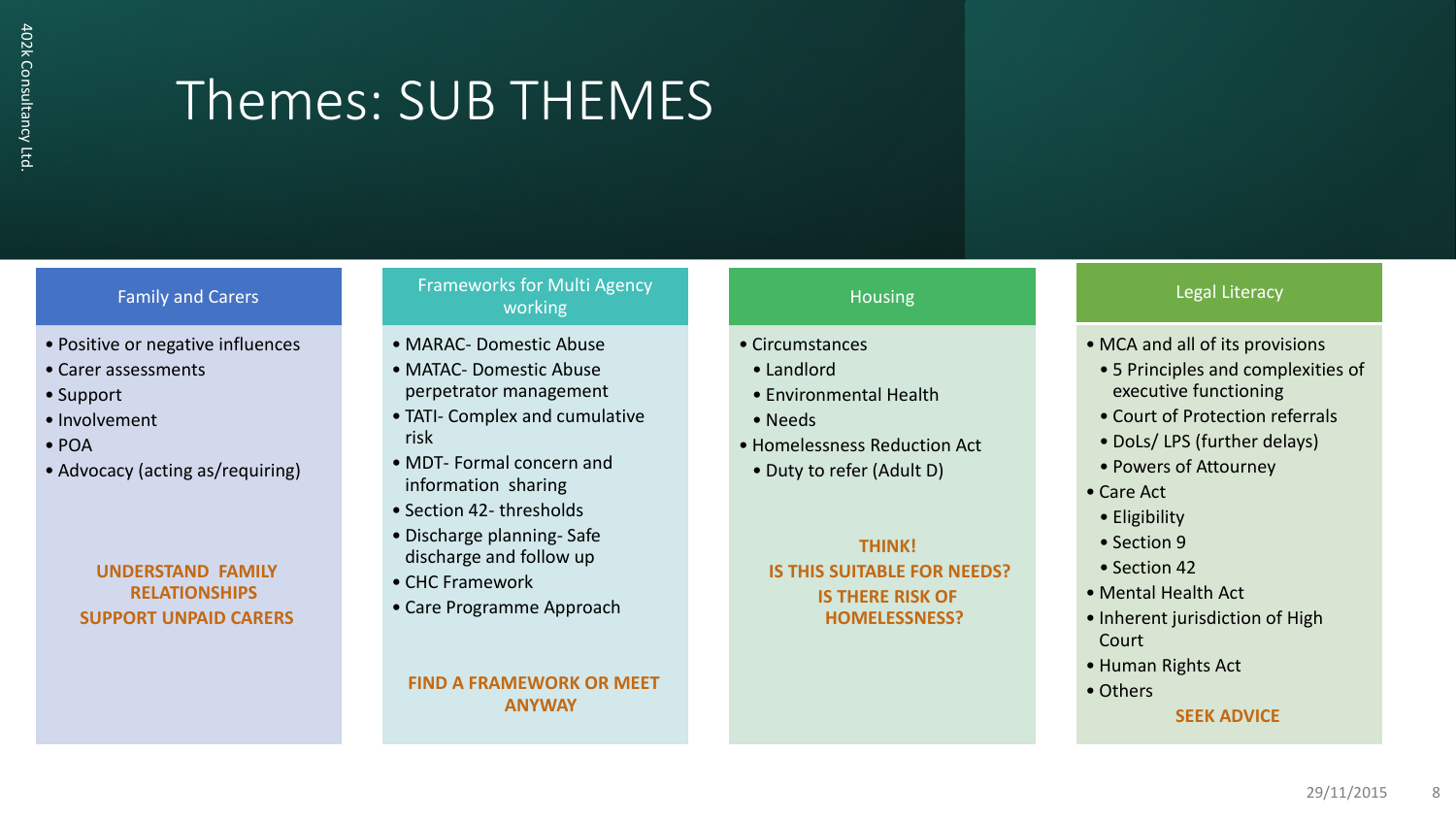# Themes: SUB THEMES

## Family and Carers

- Positive or negative influences
- Carer assessments
- Support
- Involvement
- POA
- Advocacy (acting as/requiring)

**UNDERSTAND FAMILY RELATIONSHIPS**
**SUPPORT UNPAID CARERS**

## Frameworks for Multi Agency working

- MARAC- Domestic Abuse
- MATAC- Domestic Abuse perpetrator management
- TATI- Complex and cumulative risk
- MDT- Formal concern and information sharing
- Section 42- thresholds
- Discharge planning- Safe discharge and follow up
- CHC Framework
- Care Programme Approach

**FIND A FRAMEWORK OR MEET ANYWAY**

## Housing

- Circumstances
  - Landlord
  - Environmental Health
  - Needs
- Homelessness Reduction Act
  - Duty to refer (Adult D)

**THINK!**
**IS THIS SUITABLE FOR NEEDS?**
**IS THERE RISK OF HOMELESSNESS?**

## Legal Literacy

- MCA and all of its provisions
  - 5 Principles and complexities of executive functioning
  - Court of Protection referrals
  - DoLs/ LPS (further delays)
  - Powers of Attourney
- Care Act
  - Eligibility
  - Section 9
  - Section 42
- Mental Health Act
- Inherent jurisdiction of High Court
- Human Rights Act
- Others

**SEEK ADVICE**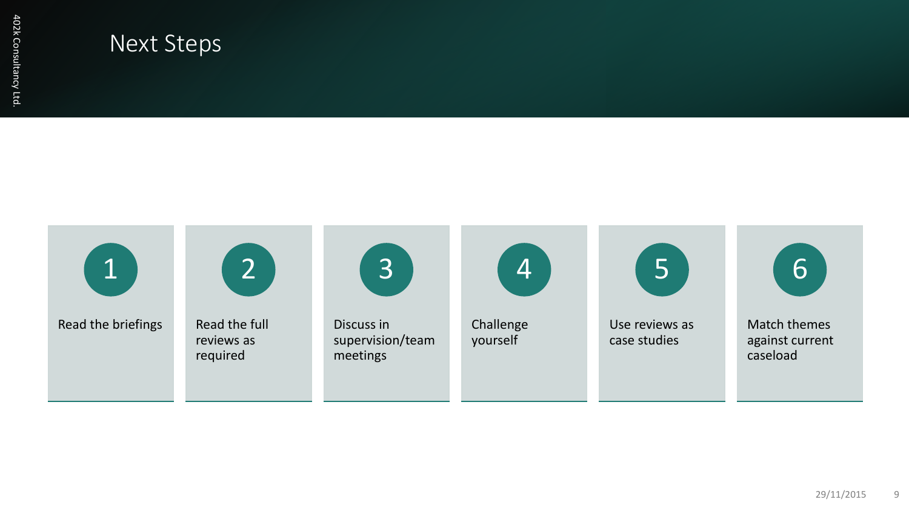# Next Steps

1. Read the briefings
2. Read the full reviews as required
3. Discuss in supervision/team meetings
4. Challenge yourself
5. Use reviews as case studies
6. Match themes against current caseload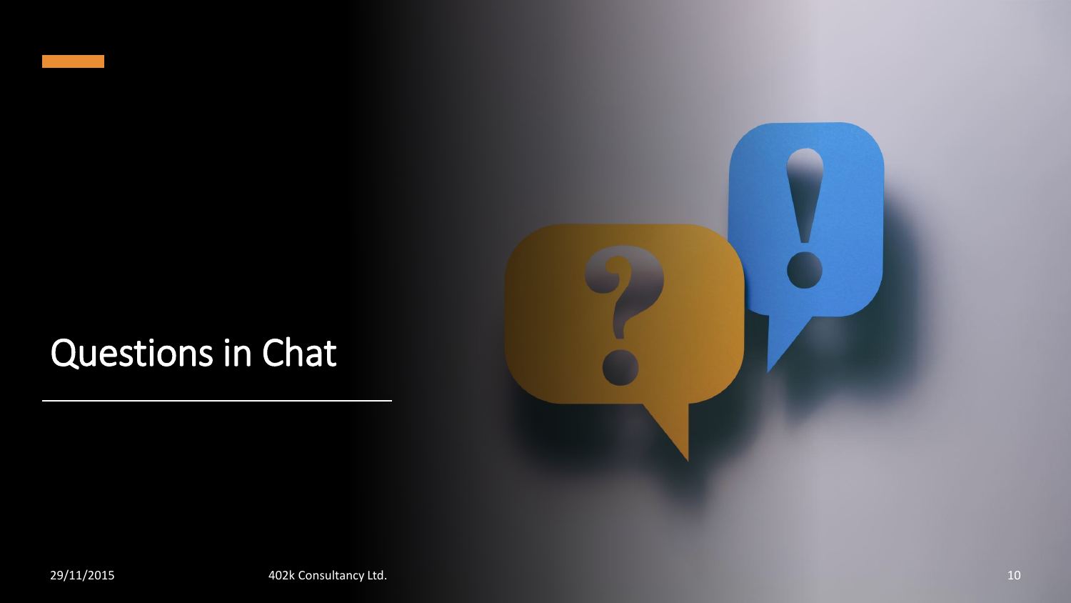# Questions in Chat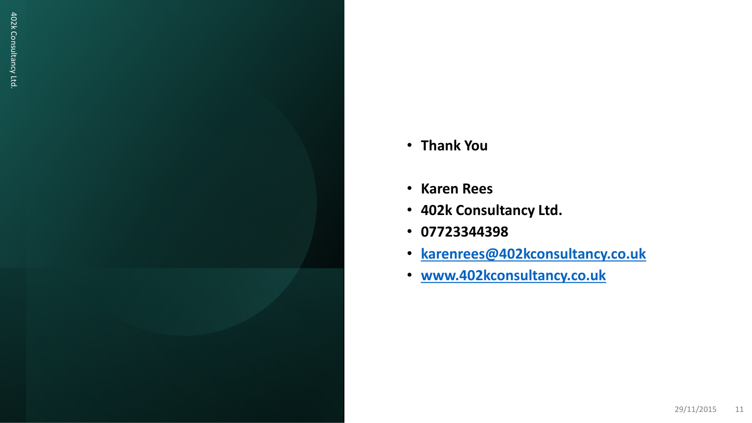- **Thank You**

- **Karen Rees**
- **402k Consultancy Ltd.**
- **07723344398**
- **[karenrees@402kconsultancy.co.uk](mailto:karenrees@402kconsultancy.co.uk)**
- **[www.402kconsultancy.co.uk](http://www.402kconsultancy.co.uk)**